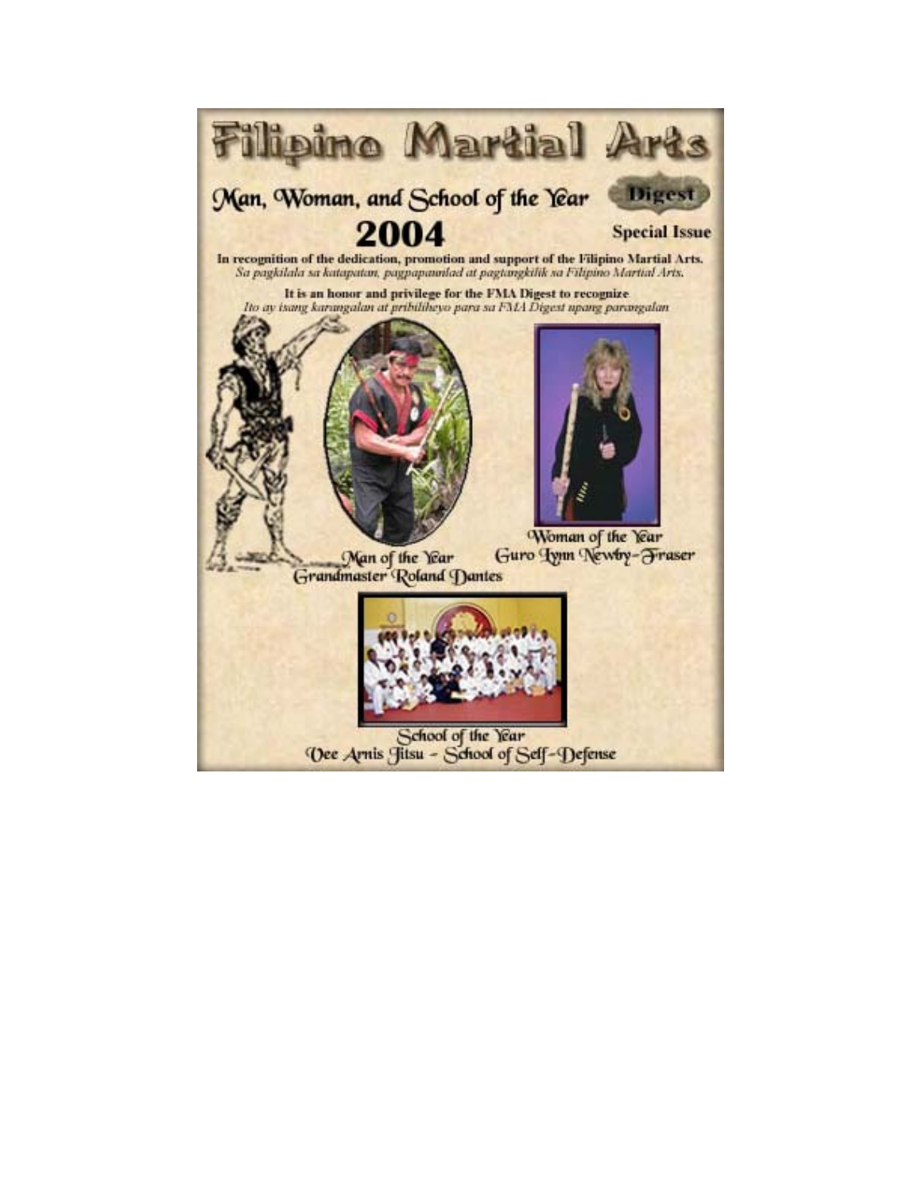# Filipino Martial Arts

## Man, Woman, and School of the Year

**Digest**

# 2004

**Special Issue**

**In recognition of the dedication, promotion and support of the Filipino Martial Arts.**
*Sa pagkilala sa katapatan, pagpapaunlad at pagtangkilik sa Filipino Martial Arts.*

**It is an honor and privilege for the FMA Digest to recognize**
*Ito ay isang karangalan at pribiliheyo para sa FMA Digest upang parangalan*

Man of the Year
Grandmaster Roland Dantes

Woman of the Year
Guro Lynn Newby-Fraser

School of the Year
Vee Arnis Jitsu - School of Self-Defense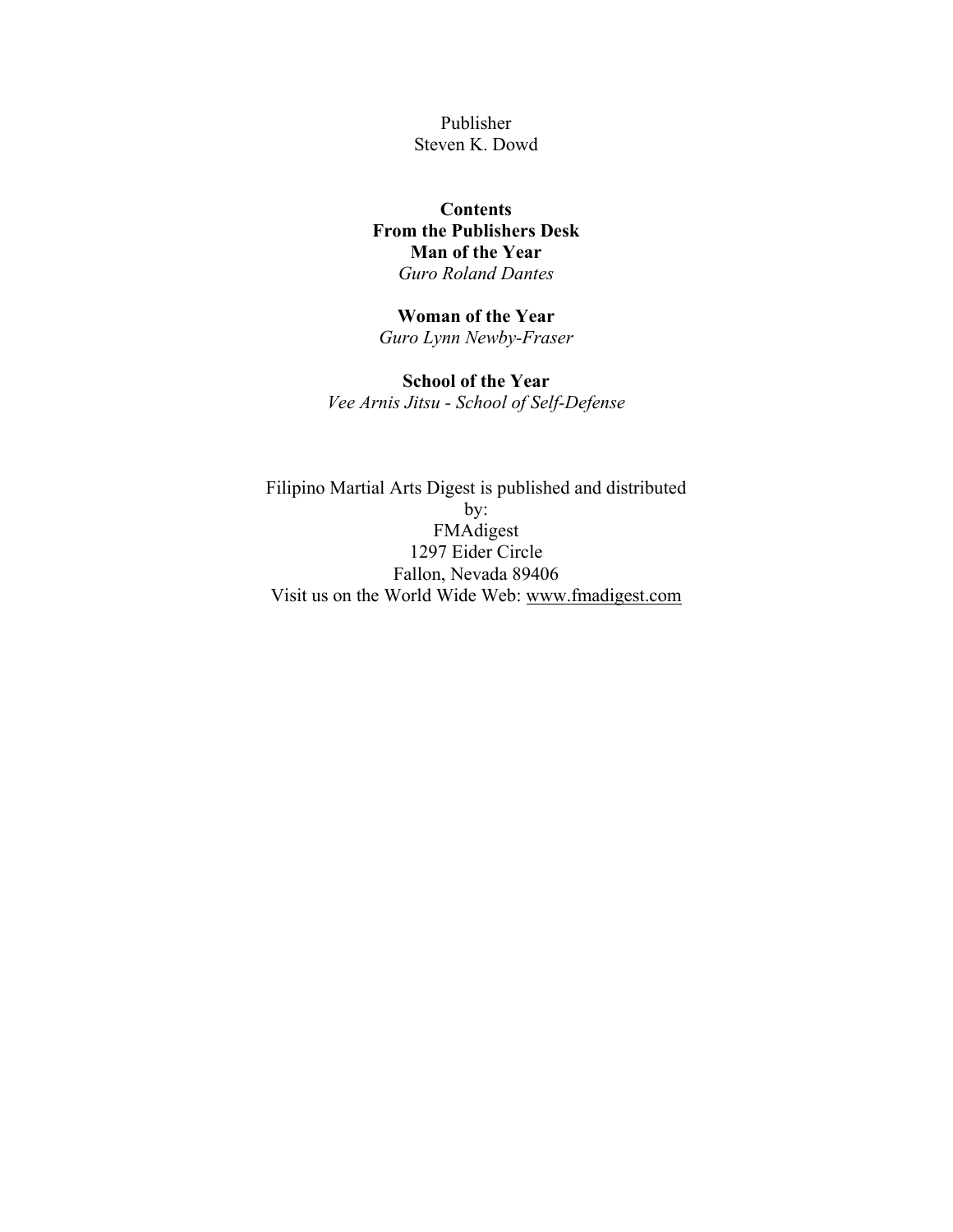Publisher
Steven K. Dowd

**Contents**
**From the Publishers Desk**
**Man of the Year**
*Guro Roland Dantes*

**Woman of the Year**
*Guro Lynn Newby-Fraser*

**School of the Year**
*Vee Arnis Jitsu - School of Self-Defense*

Filipino Martial Arts Digest is published and distributed by:
FMAdigest
1297 Eider Circle
Fallon, Nevada 89406
Visit us on the World Wide Web: www.fmadigest.com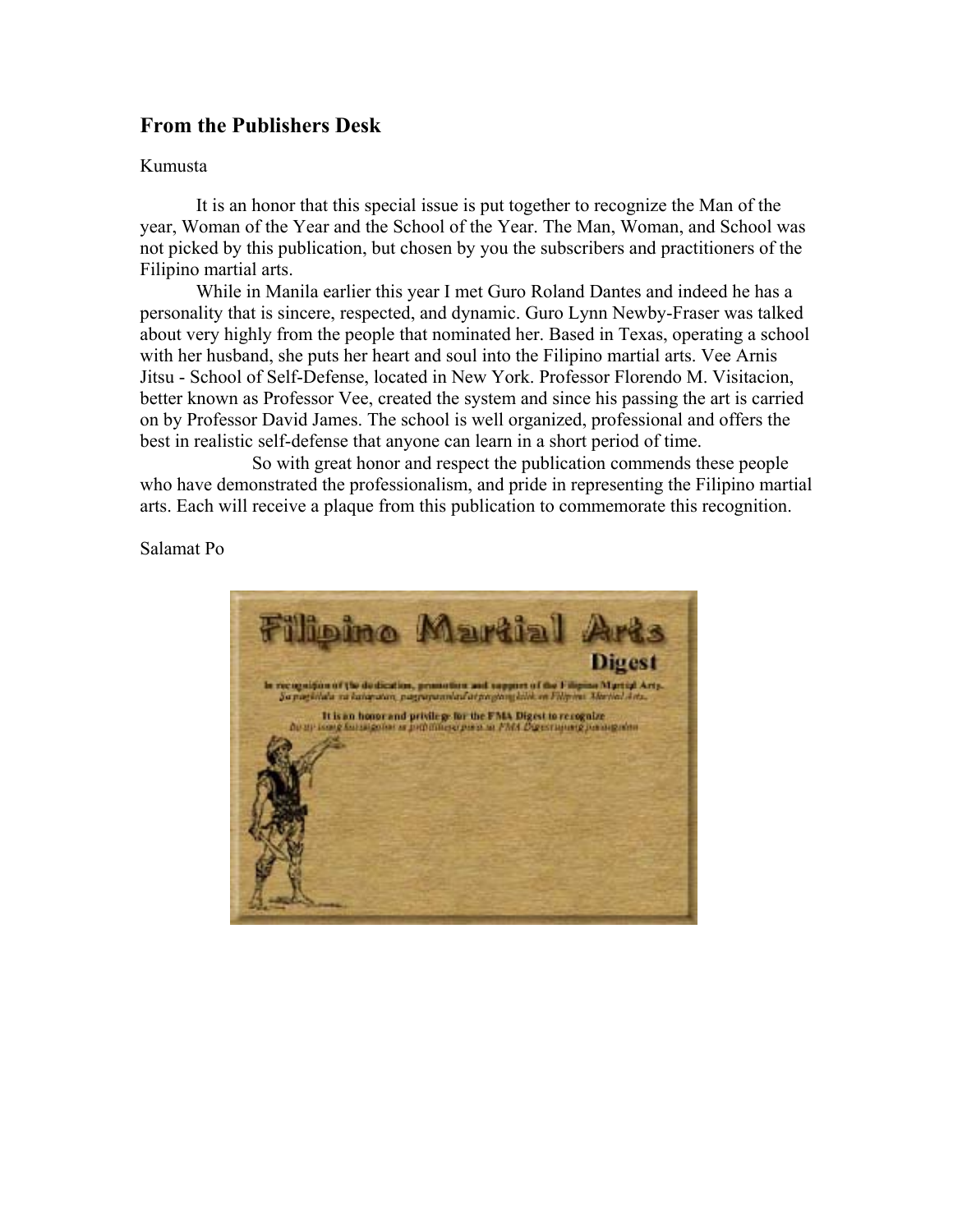## From the Publishers Desk

Kumusta

It is an honor that this special issue is put together to recognize the Man of the year, Woman of the Year and the School of the Year. The Man, Woman, and School was not picked by this publication, but chosen by you the subscribers and practitioners of the Filipino martial arts.

While in Manila earlier this year I met Guro Roland Dantes and indeed he has a personality that is sincere, respected, and dynamic. Guro Lynn Newby-Fraser was talked about very highly from the people that nominated her. Based in Texas, operating a school with her husband, she puts her heart and soul into the Filipino martial arts. Vee Arnis Jitsu - School of Self-Defense, located in New York. Professor Florendo M. Visitacion, better known as Professor Vee, created the system and since his passing the art is carried on by Professor David James. The school is well organized, professional and offers the best in realistic self-defense that anyone can learn in a short period of time.

So with great honor and respect the publication commends these people who have demonstrated the professionalism, and pride in representing the Filipino martial arts. Each will receive a plaque from this publication to commemorate this recognition.

Salamat Po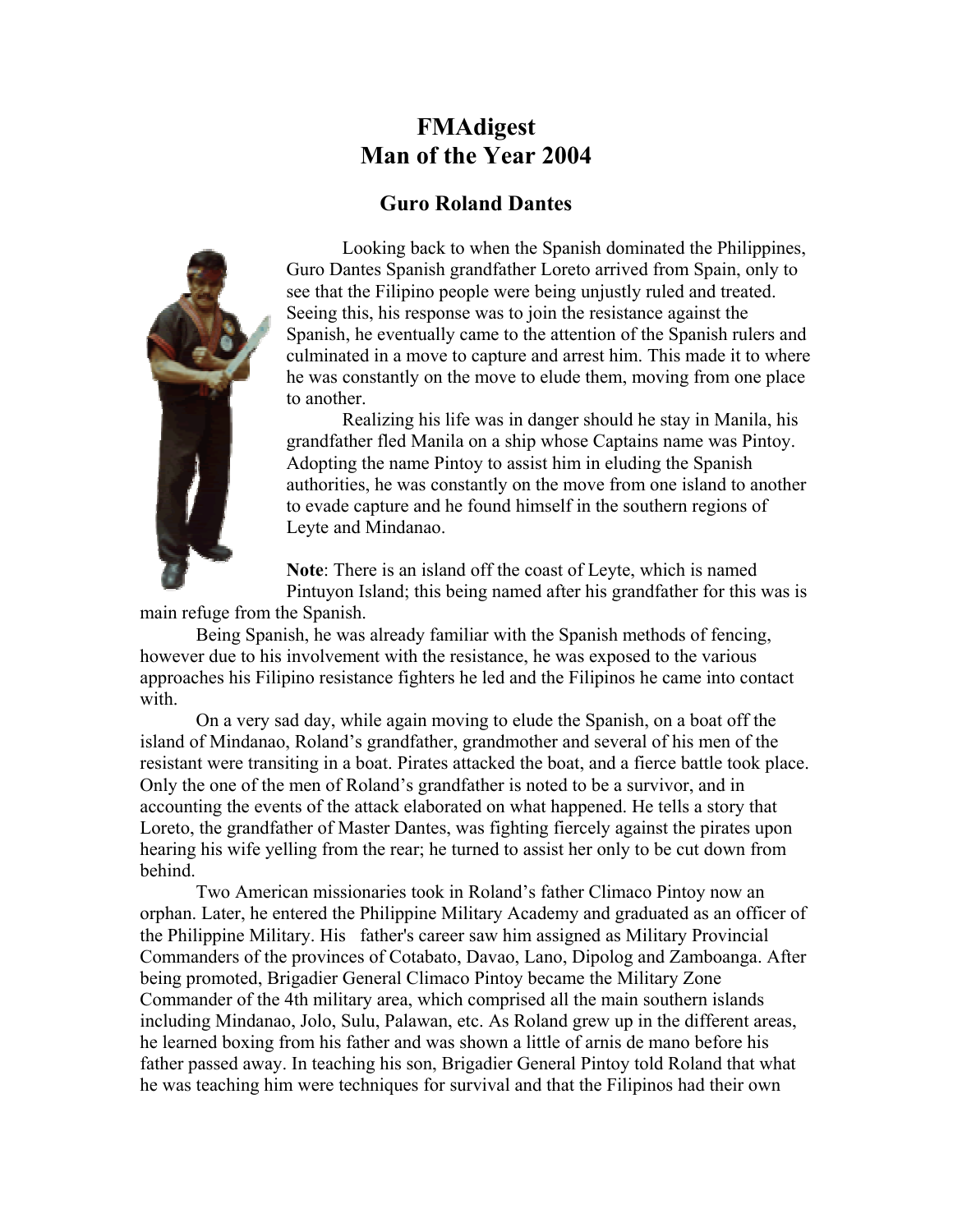# FMAdigest
# Man of the Year 2004

## Guro Roland Dantes

Looking back to when the Spanish dominated the Philippines, Guro Dantes Spanish grandfather Loreto arrived from Spain, only to see that the Filipino people were being unjustly ruled and treated. Seeing this, his response was to join the resistance against the Spanish, he eventually came to the attention of the Spanish rulers and culminated in a move to capture and arrest him. This made it to where he was constantly on the move to elude them, moving from one place to another.

Realizing his life was in danger should he stay in Manila, his grandfather fled Manila on a ship whose Captains name was Pintoy. Adopting the name Pintoy to assist him in eluding the Spanish authorities, he was constantly on the move from one island to another to evade capture and he found himself in the southern regions of Leyte and Mindanao.

**Note**: There is an island off the coast of Leyte, which is named Pintuyon Island; this being named after his grandfather for this was is main refuge from the Spanish.

Being Spanish, he was already familiar with the Spanish methods of fencing, however due to his involvement with the resistance, he was exposed to the various approaches his Filipino resistance fighters he led and the Filipinos he came into contact with.

On a very sad day, while again moving to elude the Spanish, on a boat off the island of Mindanao, Roland's grandfather, grandmother and several of his men of the resistant were transiting in a boat. Pirates attacked the boat, and a fierce battle took place. Only the one of the men of Roland's grandfather is noted to be a survivor, and in accounting the events of the attack elaborated on what happened. He tells a story that Loreto, the grandfather of Master Dantes, was fighting fiercely against the pirates upon hearing his wife yelling from the rear; he turned to assist her only to be cut down from behind.

Two American missionaries took in Roland's father Climaco Pintoy now an orphan. Later, he entered the Philippine Military Academy and graduated as an officer of the Philippine Military. His father's career saw him assigned as Military Provincial Commanders of the provinces of Cotabato, Davao, Lano, Dipolog and Zamboanga. After being promoted, Brigadier General Climaco Pintoy became the Military Zone Commander of the 4th military area, which comprised all the main southern islands including Mindanao, Jolo, Sulu, Palawan, etc. As Roland grew up in the different areas, he learned boxing from his father and was shown a little of arnis de mano before his father passed away. In teaching his son, Brigadier General Pintoy told Roland that what he was teaching him were techniques for survival and that the Filipinos had their own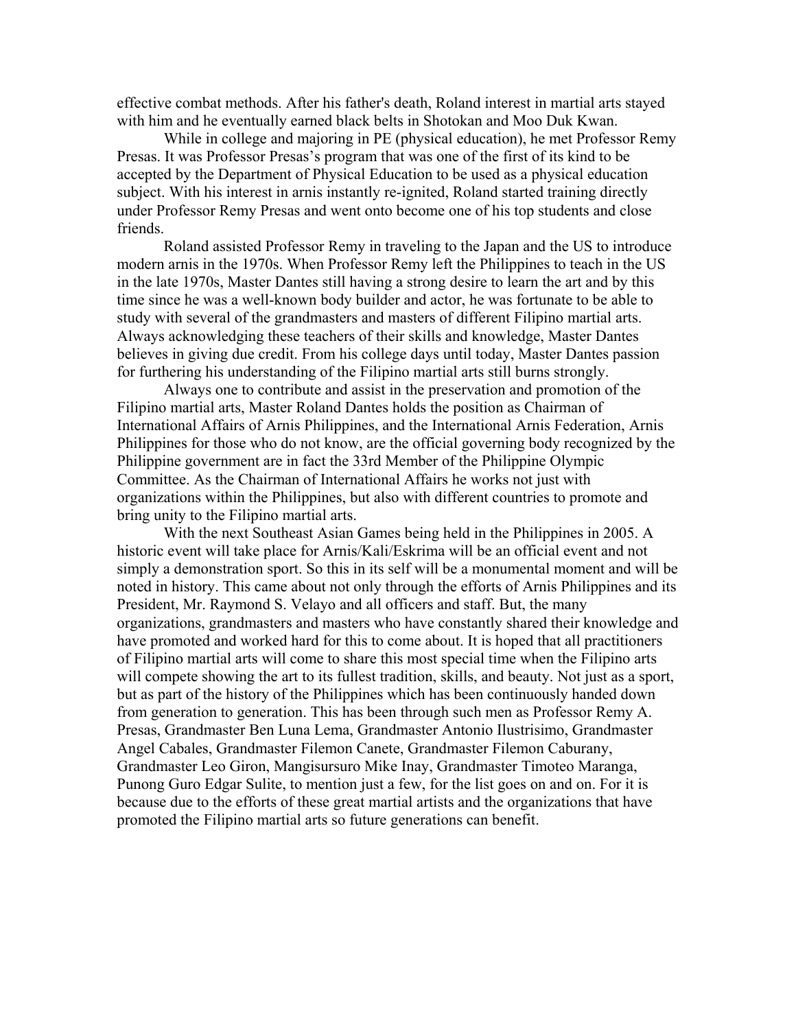effective combat methods. After his father's death, Roland interest in martial arts stayed with him and he eventually earned black belts in Shotokan and Moo Duk Kwan.

While in college and majoring in PE (physical education), he met Professor Remy Presas. It was Professor Presas's program that was one of the first of its kind to be accepted by the Department of Physical Education to be used as a physical education subject. With his interest in arnis instantly re-ignited, Roland started training directly under Professor Remy Presas and went onto become one of his top students and close friends.

Roland assisted Professor Remy in traveling to the Japan and the US to introduce modern arnis in the 1970s. When Professor Remy left the Philippines to teach in the US in the late 1970s, Master Dantes still having a strong desire to learn the art and by this time since he was a well-known body builder and actor, he was fortunate to be able to study with several of the grandmasters and masters of different Filipino martial arts. Always acknowledging these teachers of their skills and knowledge, Master Dantes believes in giving due credit. From his college days until today, Master Dantes passion for furthering his understanding of the Filipino martial arts still burns strongly.

Always one to contribute and assist in the preservation and promotion of the Filipino martial arts, Master Roland Dantes holds the position as Chairman of International Affairs of Arnis Philippines, and the International Arnis Federation, Arnis Philippines for those who do not know, are the official governing body recognized by the Philippine government are in fact the 33rd Member of the Philippine Olympic Committee. As the Chairman of International Affairs he works not just with organizations within the Philippines, but also with different countries to promote and bring unity to the Filipino martial arts.

With the next Southeast Asian Games being held in the Philippines in 2005. A historic event will take place for Arnis/Kali/Eskrima will be an official event and not simply a demonstration sport. So this in its self will be a monumental moment and will be noted in history. This came about not only through the efforts of Arnis Philippines and its President, Mr. Raymond S. Velayo and all officers and staff. But, the many organizations, grandmasters and masters who have constantly shared their knowledge and have promoted and worked hard for this to come about. It is hoped that all practitioners of Filipino martial arts will come to share this most special time when the Filipino arts will compete showing the art to its fullest tradition, skills, and beauty. Not just as a sport, but as part of the history of the Philippines which has been continuously handed down from generation to generation. This has been through such men as Professor Remy A. Presas, Grandmaster Ben Luna Lema, Grandmaster Antonio Ilustrisimo, Grandmaster Angel Cabales, Grandmaster Filemon Canete, Grandmaster Filemon Caburany, Grandmaster Leo Giron, Mangisursuro Mike Inay, Grandmaster Timoteo Maranga, Punong Guro Edgar Sulite, to mention just a few, for the list goes on and on. For it is because due to the efforts of these great martial artists and the organizations that have promoted the Filipino martial arts so future generations can benefit.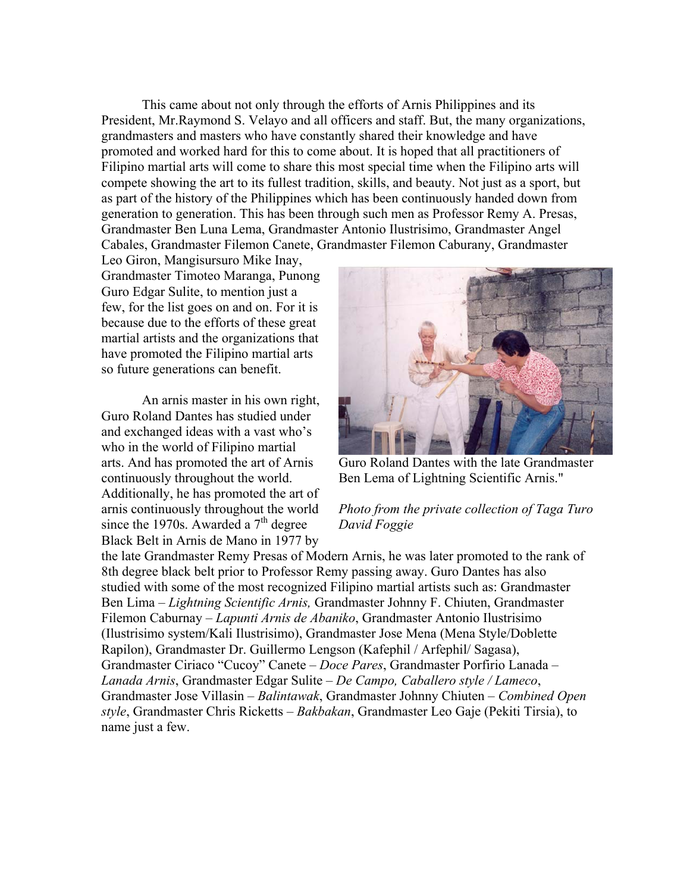This came about not only through the efforts of Arnis Philippines and its President, Mr.Raymond S. Velayo and all officers and staff. But, the many organizations, grandmasters and masters who have constantly shared their knowledge and have promoted and worked hard for this to come about. It is hoped that all practitioners of Filipino martial arts will come to share this most special time when the Filipino arts will compete showing the art to its fullest tradition, skills, and beauty. Not just as a sport, but as part of the history of the Philippines which has been continuously handed down from generation to generation. This has been through such men as Professor Remy A. Presas, Grandmaster Ben Luna Lema, Grandmaster Antonio Ilustrisimo, Grandmaster Angel Cabales, Grandmaster Filemon Canete, Grandmaster Filemon Caburany, Grandmaster Leo Giron, Mangisursuro Mike Inay, Grandmaster Timoteo Maranga, Punong Guro Edgar Sulite, to mention just a few, for the list goes on and on. For it is because due to the efforts of these great martial artists and the organizations that have promoted the Filipino martial arts so future generations can benefit.

Guro Roland Dantes with the late Grandmaster Ben Lema of Lightning Scientific Arnis."

*Photo from the private collection of Taga Turo David Foggie*

An arnis master in his own right, Guro Roland Dantes has studied under and exchanged ideas with a vast who's who in the world of Filipino martial arts. And has promoted the art of Arnis continuously throughout the world. Additionally, he has promoted the art of arnis continuously throughout the world since the 1970s. Awarded a 7th degree Black Belt in Arnis de Mano in 1977 by the late Grandmaster Remy Presas of Modern Arnis, he was later promoted to the rank of 8th degree black belt prior to Professor Remy passing away. Guro Dantes has also studied with some of the most recognized Filipino martial artists such as: Grandmaster Ben Lima – *Lightning Scientific Arnis,* Grandmaster Johnny F. Chiuten, Grandmaster Filemon Caburnay – *Lapunti Arnis de Abaniko*, Grandmaster Antonio Ilustrisimo (Ilustrisimo system/Kali Ilustrisimo), Grandmaster Jose Mena (Mena Style/Doblette Rapilon), Grandmaster Dr. Guillermo Lengson (Kafephil / Arfephil/ Sagasa), Grandmaster Ciriaco "Cucoy" Canete – *Doce Pares*, Grandmaster Porfirio Lanada – *Lanada Arnis*, Grandmaster Edgar Sulite – *De Campo, Caballero style / Lameco*, Grandmaster Jose Villasin – *Balintawak*, Grandmaster Johnny Chiuten – *Combined Open style*, Grandmaster Chris Ricketts – *Bakbakan*, Grandmaster Leo Gaje (Pekiti Tirsia), to name just a few.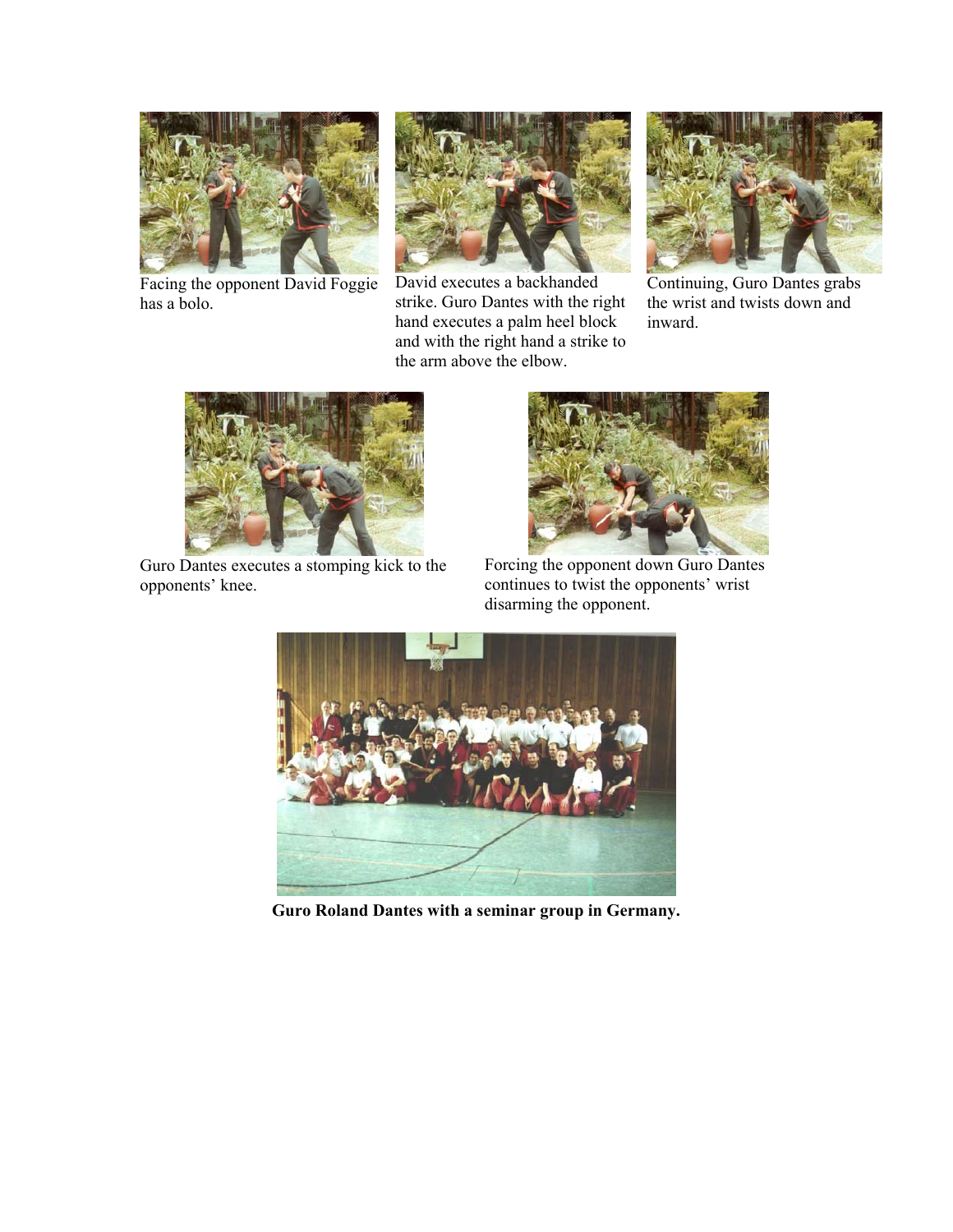Facing the opponent David Foggie has a bolo.

David executes a backhanded strike. Guro Dantes with the right hand executes a palm heel block and with the right hand a strike to the arm above the elbow.

Continuing, Guro Dantes grabs the wrist and twists down and inward.

Guro Dantes executes a stomping kick to the opponents' knee.

Forcing the opponent down Guro Dantes continues to twist the opponents' wrist disarming the opponent.

**Guro Roland Dantes with a seminar group in Germany.**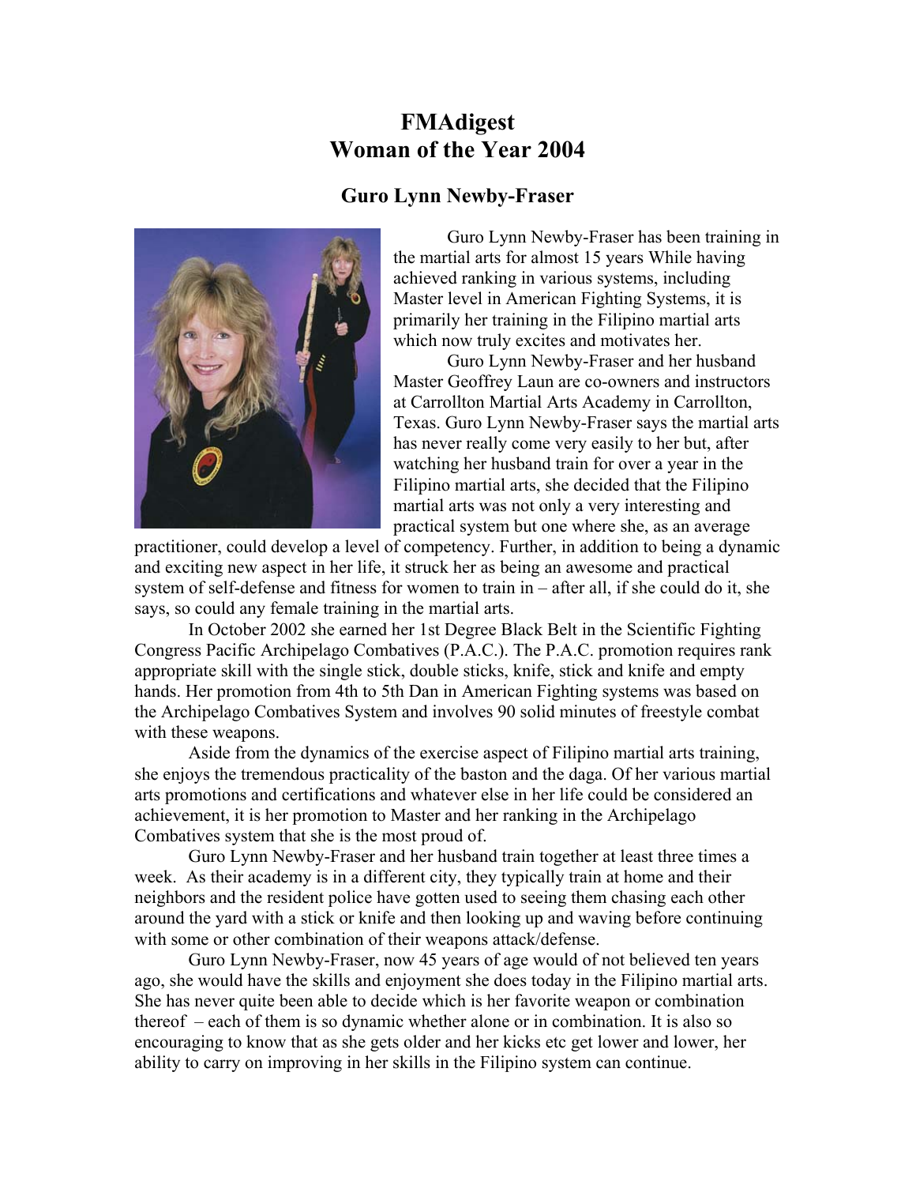# FMAdigest
# Woman of the Year 2004

## Guro Lynn Newby-Fraser

Guro Lynn Newby-Fraser has been training in the martial arts for almost 15 years While having achieved ranking in various systems, including Master level in American Fighting Systems, it is primarily her training in the Filipino martial arts which now truly excites and motivates her.

Guro Lynn Newby-Fraser and her husband Master Geoffrey Laun are co-owners and instructors at Carrollton Martial Arts Academy in Carrollton, Texas. Guro Lynn Newby-Fraser says the martial arts has never really come very easily to her but, after watching her husband train for over a year in the Filipino martial arts, she decided that the Filipino martial arts was not only a very interesting and practical system but one where she, as an average practitioner, could develop a level of competency. Further, in addition to being a dynamic and exciting new aspect in her life, it struck her as being an awesome and practical system of self-defense and fitness for women to train in – after all, if she could do it, she says, so could any female training in the martial arts.

In October 2002 she earned her 1st Degree Black Belt in the Scientific Fighting Congress Pacific Archipelago Combatives (P.A.C.). The P.A.C. promotion requires rank appropriate skill with the single stick, double sticks, knife, stick and knife and empty hands. Her promotion from 4th to 5th Dan in American Fighting systems was based on the Archipelago Combatives System and involves 90 solid minutes of freestyle combat with these weapons.

Aside from the dynamics of the exercise aspect of Filipino martial arts training, she enjoys the tremendous practicality of the baston and the daga. Of her various martial arts promotions and certifications and whatever else in her life could be considered an achievement, it is her promotion to Master and her ranking in the Archipelago Combatives system that she is the most proud of.

Guro Lynn Newby-Fraser and her husband train together at least three times a week. As their academy is in a different city, they typically train at home and their neighbors and the resident police have gotten used to seeing them chasing each other around the yard with a stick or knife and then looking up and waving before continuing with some or other combination of their weapons attack/defense.

Guro Lynn Newby-Fraser, now 45 years of age would of not believed ten years ago, she would have the skills and enjoyment she does today in the Filipino martial arts. She has never quite been able to decide which is her favorite weapon or combination thereof – each of them is so dynamic whether alone or in combination. It is also so encouraging to know that as she gets older and her kicks etc get lower and lower, her ability to carry on improving in her skills in the Filipino system can continue.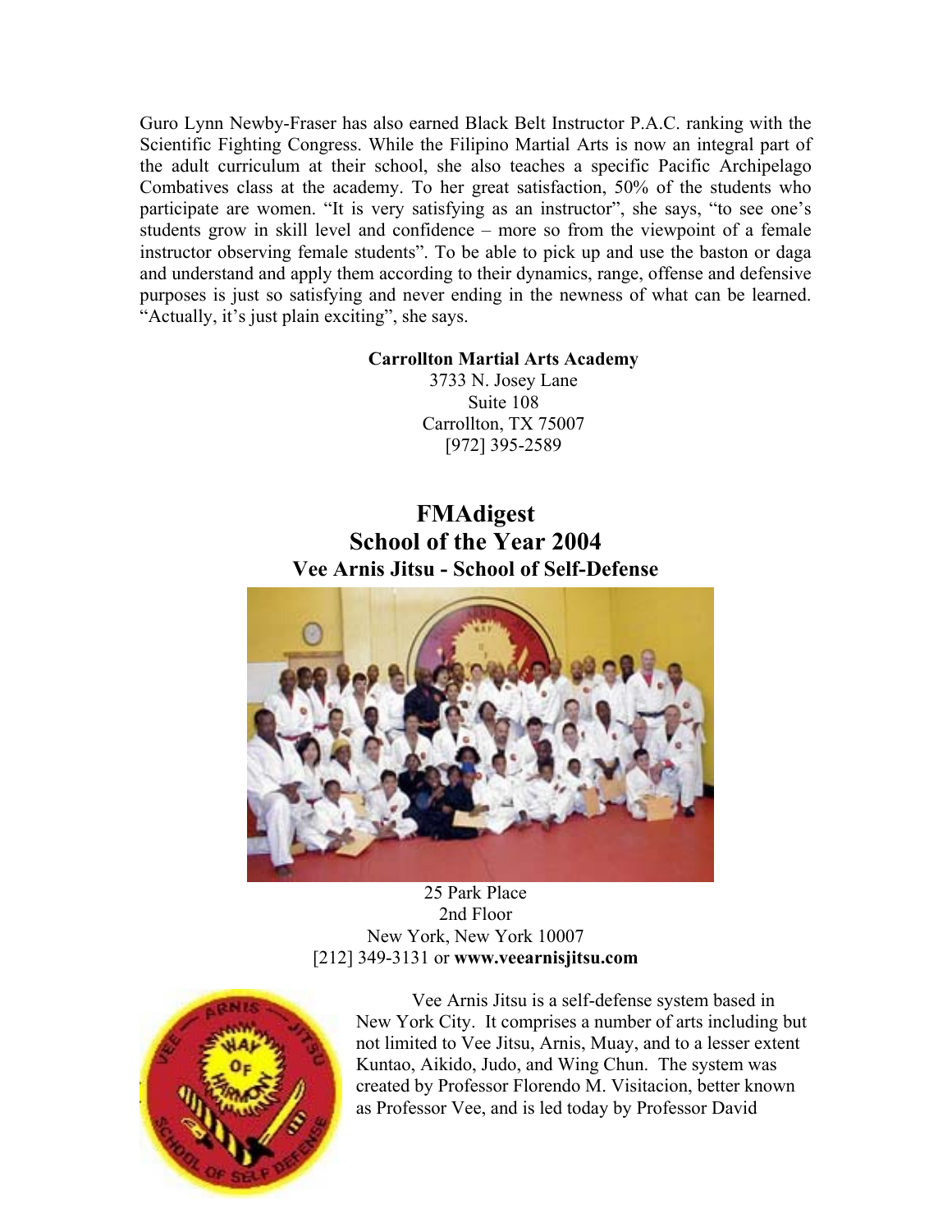Guro Lynn Newby-Fraser has also earned Black Belt Instructor P.A.C. ranking with the Scientific Fighting Congress. While the Filipino Martial Arts is now an integral part of the adult curriculum at their school, she also teaches a specific Pacific Archipelago Combatives class at the academy. To her great satisfaction, 50% of the students who participate are women. "It is very satisfying as an instructor", she says, "to see one's students grow in skill level and confidence – more so from the viewpoint of a female instructor observing female students". To be able to pick up and use the baston or daga and understand and apply them according to their dynamics, range, offense and defensive purposes is just so satisfying and never ending in the newness of what can be learned. "Actually, it's just plain exciting", she says.

**Carrollton Martial Arts Academy**
3733 N. Josey Lane
Suite 108
Carrollton, TX 75007
[972] 395-2589

## FMAdigest
## School of the Year 2004
### Vee Arnis Jitsu - School of Self-Defense

25 Park Place
2nd Floor
New York, New York 10007
[212] 349-3131 or **www.veearnisjitsu.com**

Vee Arnis Jitsu is a self-defense system based in New York City. It comprises a number of arts including but not limited to Vee Jitsu, Arnis, Muay, and to a lesser extent Kuntao, Aikido, Judo, and Wing Chun. The system was created by Professor Florendo M. Visitacion, better known as Professor Vee, and is led today by Professor David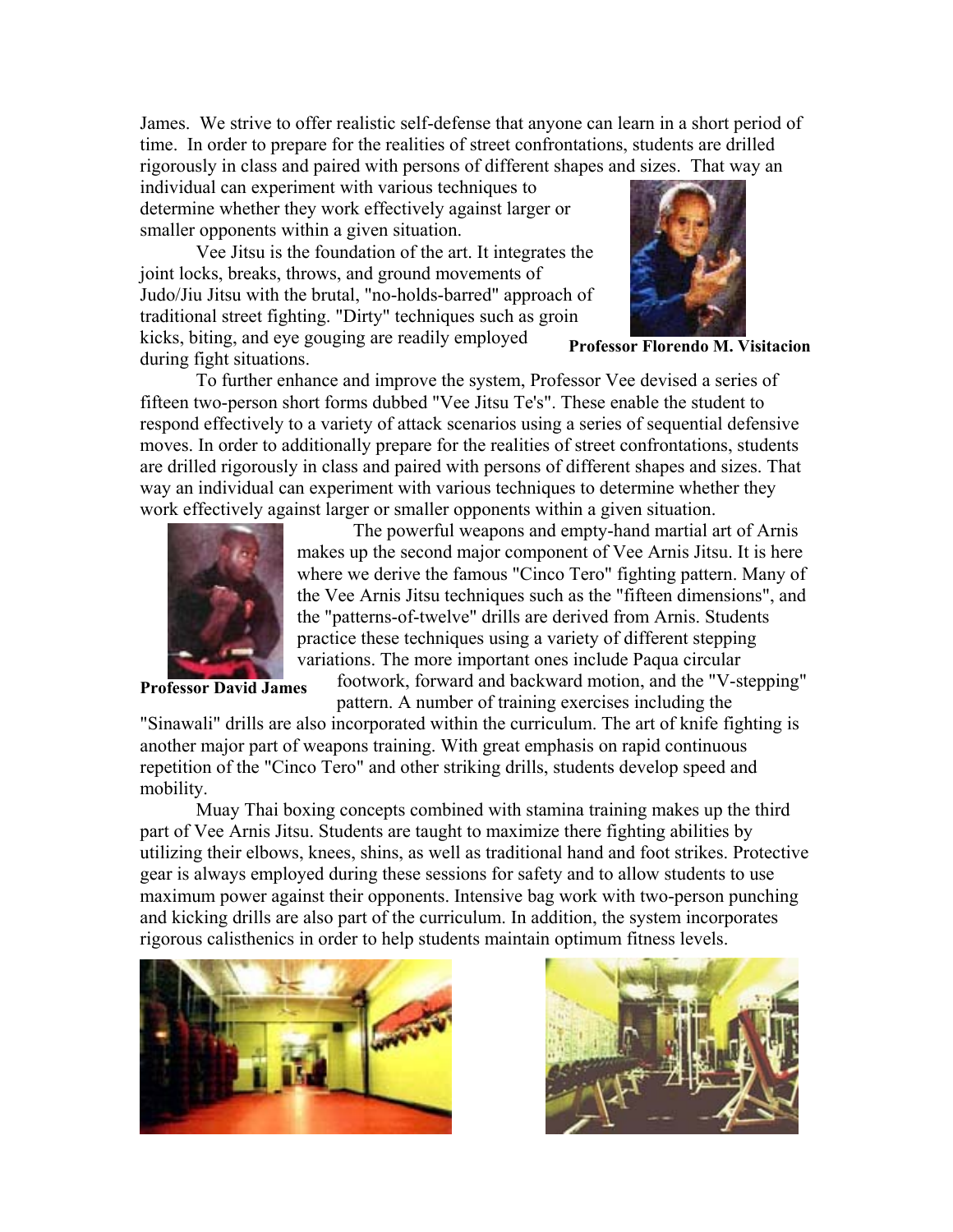James. We strive to offer realistic self-defense that anyone can learn in a short period of time. In order to prepare for the realities of street confrontations, students are drilled rigorously in class and paired with persons of different shapes and sizes. That way an individual can experiment with various techniques to determine whether they work effectively against larger or smaller opponents within a given situation.

Vee Jitsu is the foundation of the art. It integrates the joint locks, breaks, throws, and ground movements of Judo/Jiu Jitsu with the brutal, "no-holds-barred" approach of traditional street fighting. "Dirty" techniques such as groin kicks, biting, and eye gouging are readily employed during fight situations.

**Professor Florendo M. Visitacion**

To further enhance and improve the system, Professor Vee devised a series of fifteen two-person short forms dubbed "Vee Jitsu Te's". These enable the student to respond effectively to a variety of attack scenarios using a series of sequential defensive moves. In order to additionally prepare for the realities of street confrontations, students are drilled rigorously in class and paired with persons of different shapes and sizes. That way an individual can experiment with various techniques to determine whether they work effectively against larger or smaller opponents within a given situation.

**Professor David James**

The powerful weapons and empty-hand martial art of Arnis makes up the second major component of Vee Arnis Jitsu. It is here where we derive the famous "Cinco Tero" fighting pattern. Many of the Vee Arnis Jitsu techniques such as the "fifteen dimensions", and the "patterns-of-twelve" drills are derived from Arnis. Students practice these techniques using a variety of different stepping variations. The more important ones include Paqua circular footwork, forward and backward motion, and the "V-stepping" pattern. A number of training exercises including the "Sinawali" drills are also incorporated within the curriculum. The art of knife fighting is another major part of weapons training. With great emphasis on rapid continuous repetition of the "Cinco Tero" and other striking drills, students develop speed and mobility.

Muay Thai boxing concepts combined with stamina training makes up the third part of Vee Arnis Jitsu. Students are taught to maximize there fighting abilities by utilizing their elbows, knees, shins, as well as traditional hand and foot strikes. Protective gear is always employed during these sessions for safety and to allow students to use maximum power against their opponents. Intensive bag work with two-person punching and kicking drills are also part of the curriculum. In addition, the system incorporates rigorous calisthenics in order to help students maintain optimum fitness levels.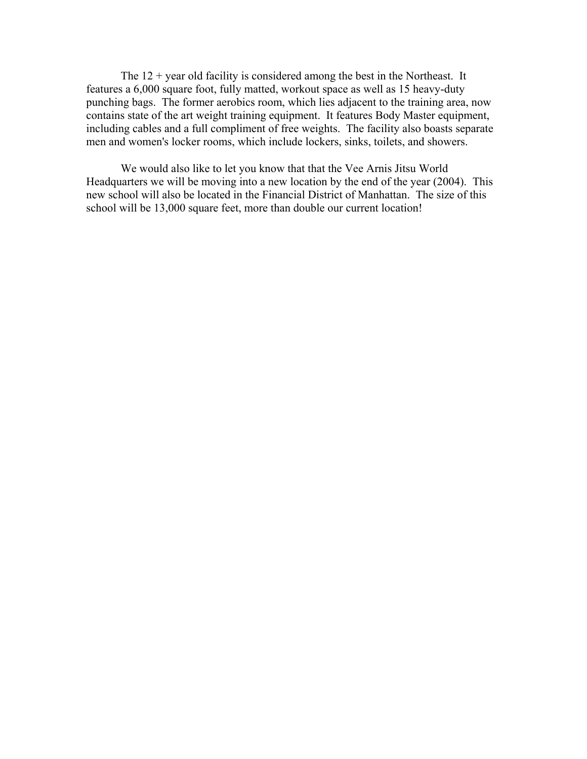The 12 + year old facility is considered among the best in the Northeast. It features a 6,000 square foot, fully matted, workout space as well as 15 heavy-duty punching bags. The former aerobics room, which lies adjacent to the training area, now contains state of the art weight training equipment. It features Body Master equipment, including cables and a full compliment of free weights. The facility also boasts separate men and women's locker rooms, which include lockers, sinks, toilets, and showers.

We would also like to let you know that that the Vee Arnis Jitsu World Headquarters we will be moving into a new location by the end of the year (2004). This new school will also be located in the Financial District of Manhattan. The size of this school will be 13,000 square feet, more than double our current location!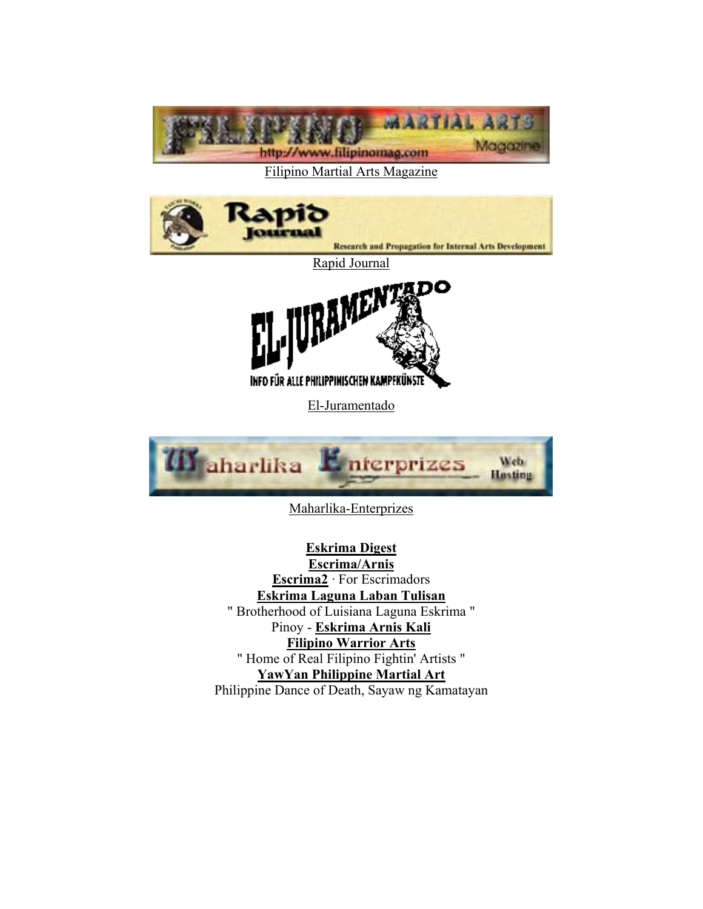Filipino Martial Arts Magazine

Rapid Journal

El-Juramentado

Maharlika-Enterprizes

**Eskrima Digest**
**Escrima/Arnis**
**Escrima2** · For Escrimadors
**Eskrima Laguna Laban Tulisan**
" Brotherhood of Luisiana Laguna Eskrima "
Pinoy - **Eskrima Arnis Kali**
**Filipino Warrior Arts**
" Home of Real Filipino Fightin' Artists "
**YawYan Philippine Martial Art**
Philippine Dance of Death, Sayaw ng Kamatayan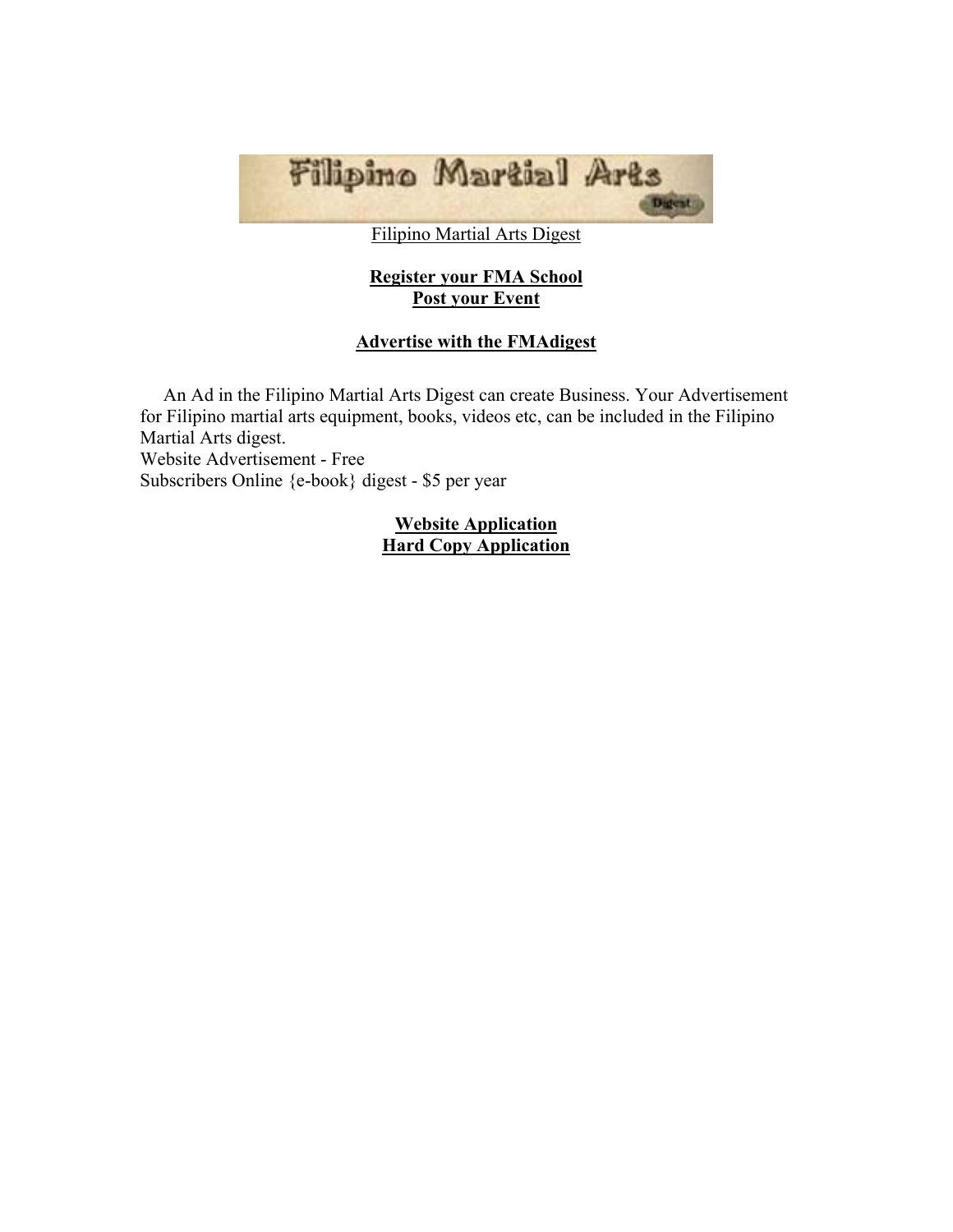Filipino Martial Arts Digest

**Register your FMA School**
**Post your Event**

**Advertise with the FMAdigest**

An Ad in the Filipino Martial Arts Digest can create Business. Your Advertisement for Filipino martial arts equipment, books, videos etc, can be included in the Filipino Martial Arts digest.
Website Advertisement - Free
Subscribers Online {e-book} digest - $5 per year

**Website Application**
**Hard Copy Application**